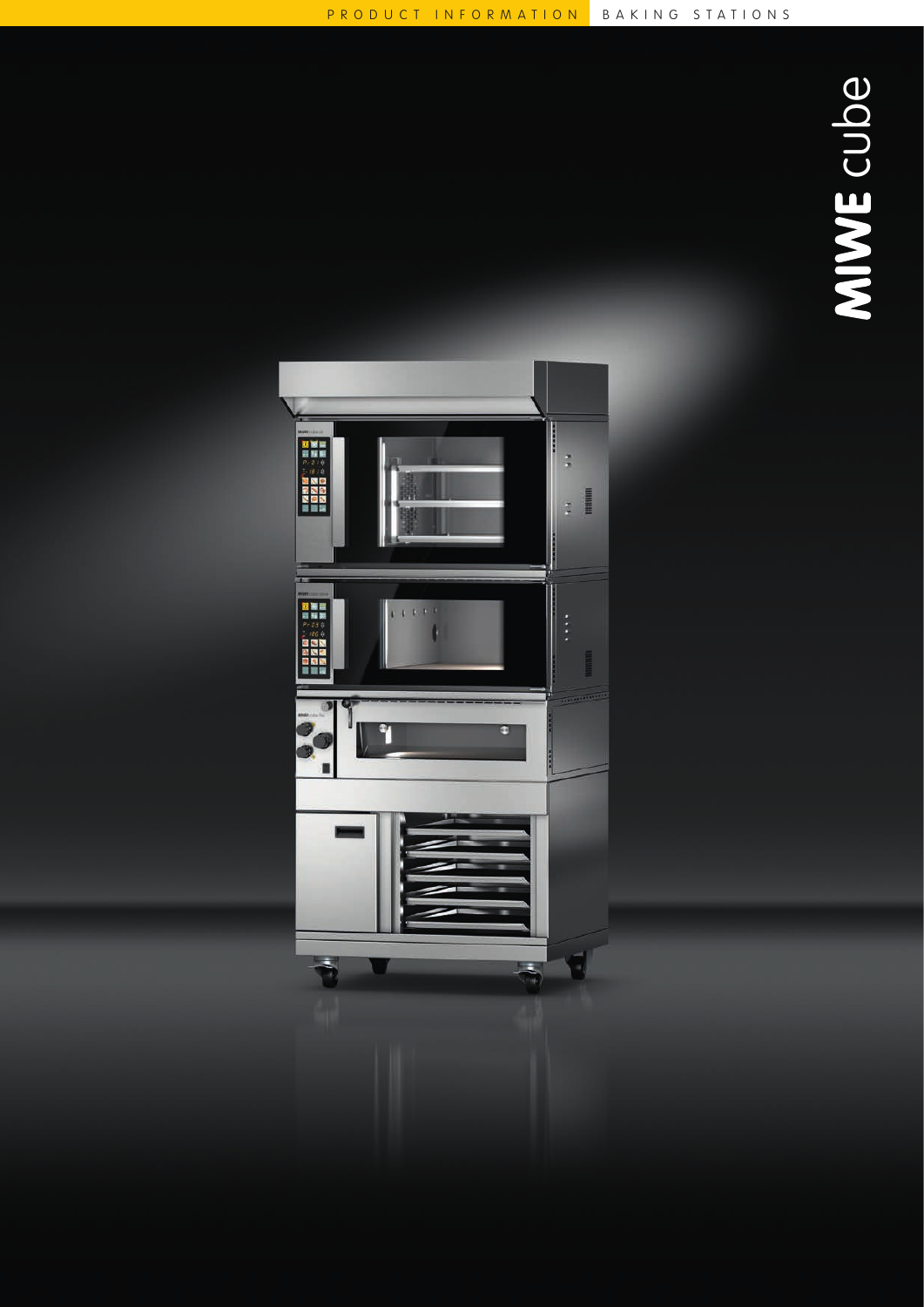PRODUCT INFORMATION BAKING STATIONS

# MIWE cube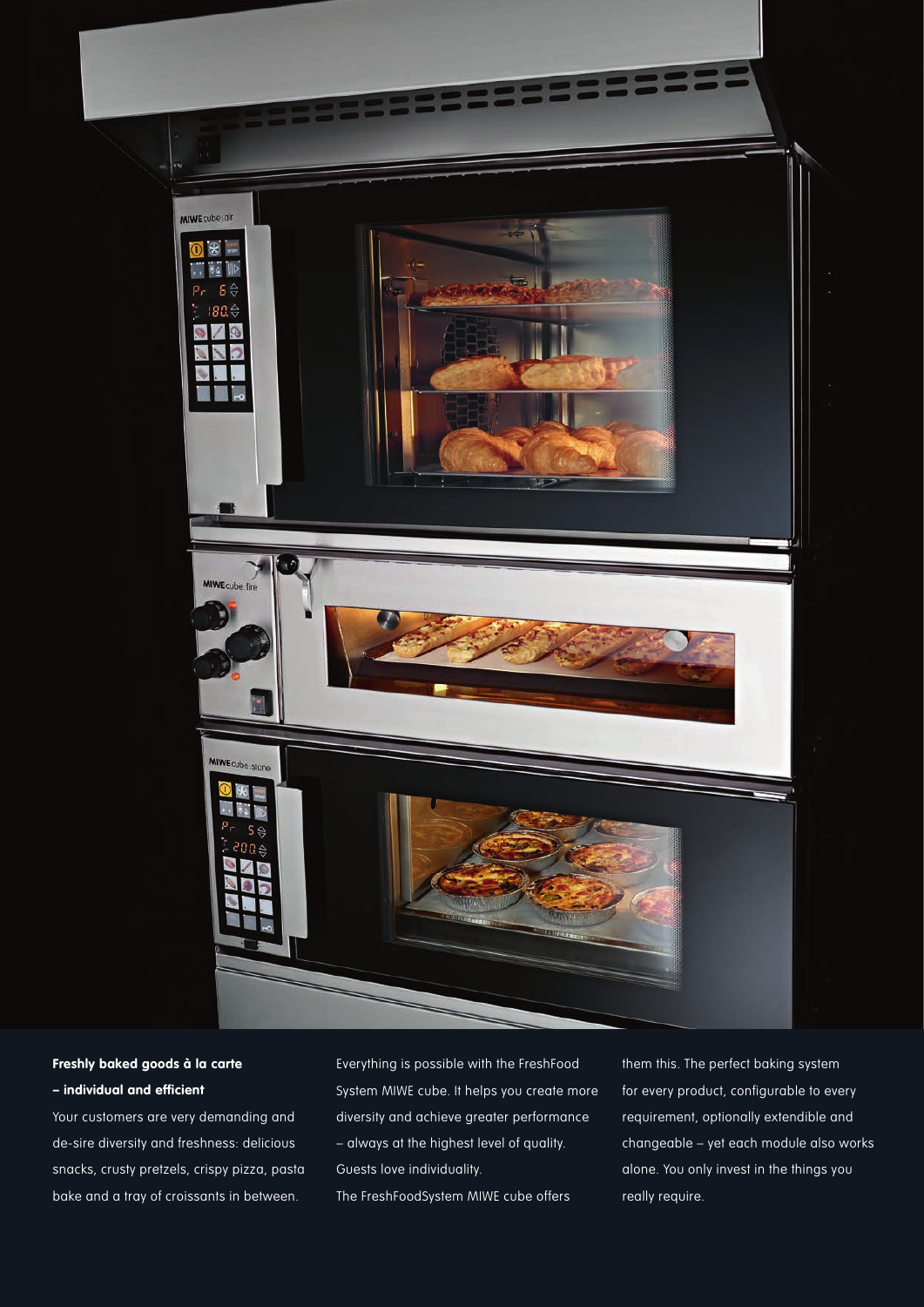**Freshly baked goods à la carte – individual and efficient**

Your customers are very demanding and de-sire diversity and freshness: delicious snacks, crusty pretzels, crispy pizza, pasta bake and a tray of croissants in between.

Everything is possible with the FreshFood System MIWE cube. It helps you create more diversity and achieve greater performance – always at the highest level of quality. Guests love individuality.

The FreshFoodSystem MIWE cube offers them this. The perfect baking system for every product, configurable to every requirement, optionally extendible and changeable – yet each module also works alone. You only invest in the things you really require.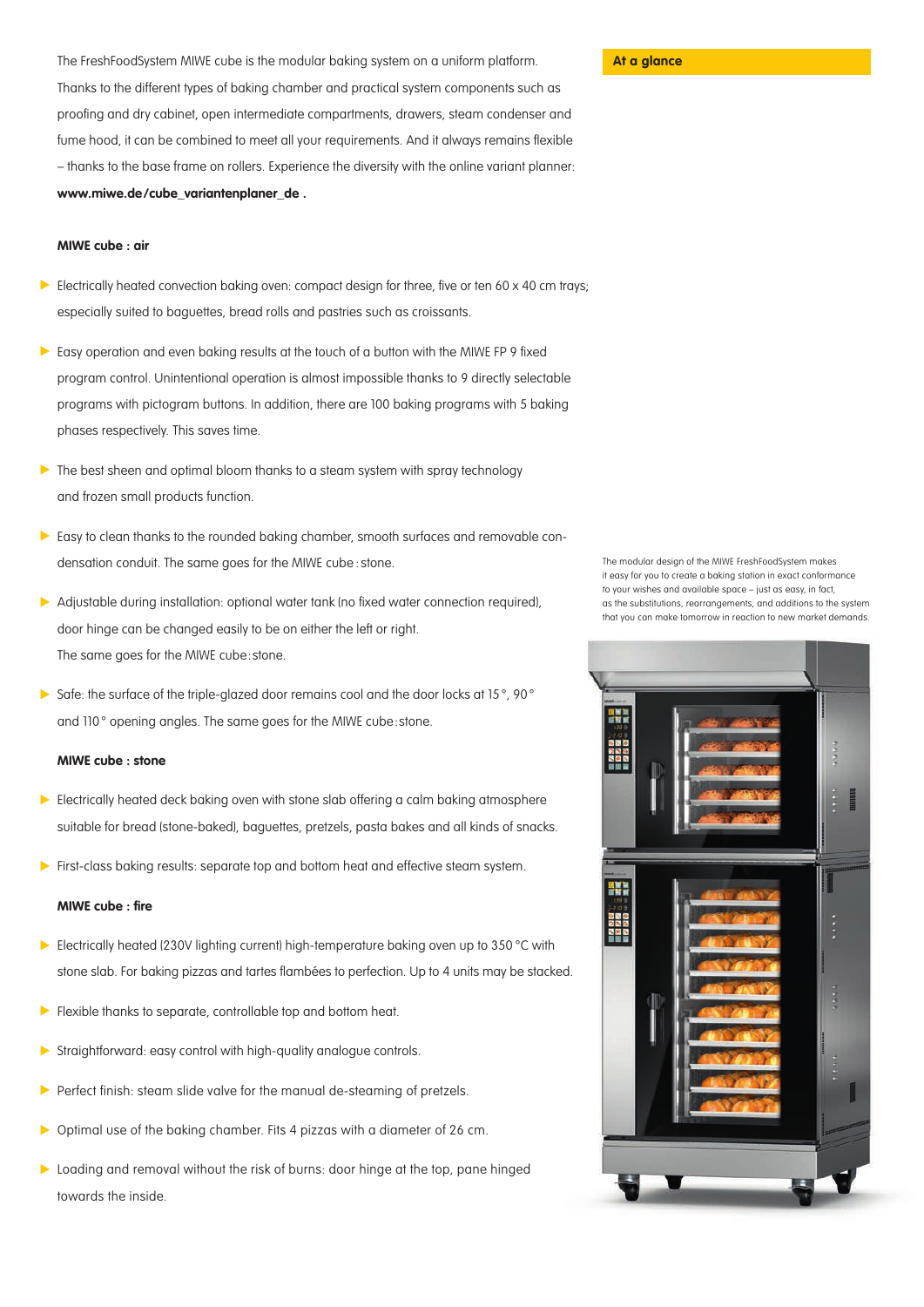The FreshFoodSystem MIWE cube is the modular baking system on a uniform platform. Thanks to the different types of baking chamber and practical system components such as proofing and dry cabinet, open intermediate compartments, drawers, steam condenser and fume hood, it can be combined to meet all your requirements. And it always remains flexible – thanks to the base frame on rollers. Experience the diversity with the online variant planner: **www.miwe.de/cube_variantenplaner_de .**

**MIWE cube : air**

- Electrically heated convection baking oven: compact design for three, five or ten 60 x 40 cm trays; especially suited to baguettes, bread rolls and pastries such as croissants.
- Easy operation and even baking results at the touch of a button with the MIWE FP 9 fixed program control. Unintentional operation is almost impossible thanks to 9 directly selectable programs with pictogram buttons. In addition, there are 100 baking programs with 5 baking phases respectively. This saves time.
- The best sheen and optimal bloom thanks to a steam system with spray technology and frozen small products function.
- Easy to clean thanks to the rounded baking chamber, smooth surfaces and removable condensation conduit. The same goes for the MIWE cube : stone.
- Adjustable during installation: optional water tank (no fixed water connection required), door hinge can be changed easily to be on either the left or right. The same goes for the MIWE cube : stone.
- Safe: the surface of the triple-glazed door remains cool and the door locks at 15 °, 90 ° and 110 ° opening angles. The same goes for the MIWE cube : stone.

**MIWE cube : stone**

- Electrically heated deck baking oven with stone slab offering a calm baking atmosphere suitable for bread (stone-baked), baguettes, pretzels, pasta bakes and all kinds of snacks.
- First-class baking results: separate top and bottom heat and effective steam system.

**MIWE cube : fire**

- Electrically heated (230V lighting current) high-temperature baking oven up to 350 °C with stone slab. For baking pizzas and tartes flambées to perfection. Up to 4 units may be stacked.
- Flexible thanks to separate, controllable top and bottom heat.
- Straightforward: easy control with high-quality analogue controls.
- Perfect finish: steam slide valve for the manual de-steaming of pretzels.
- Optimal use of the baking chamber. Fits 4 pizzas with a diameter of 26 cm.
- Loading and removal without the risk of burns: door hinge at the top, pane hinged towards the inside.

**At a glance**

The modular design of the MIWE FreshFoodSystem makes it easy for you to create a baking station in exact conformance to your wishes and available space – just as easy, in fact, as the substitutions, rearrangements, and additions to the system that you can make tomorrow in reaction to new market demands.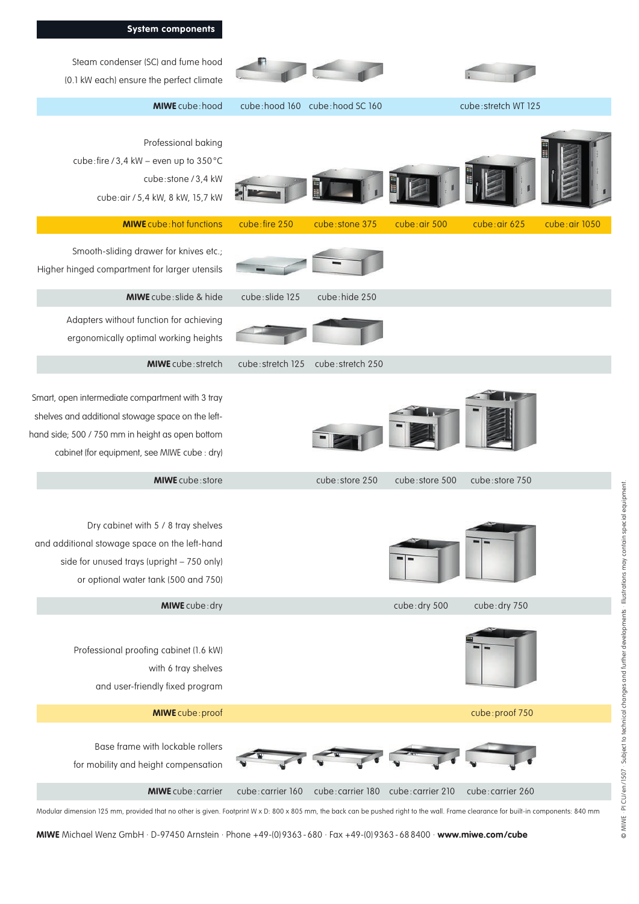## System components

Steam condenser (SC) and fume hood (0.1 kW each) ensure the perfect climate

**MIWE** cube:hood — cube:hood 160 · cube:hood SC 160 · cube:stretch WT 125

Professional baking
cube:fire / 3,4 kW – even up to 350 °C
cube:stone / 3,4 kW
cube:air / 5,4 kW, 8 kW, 15,7 kW

**MIWE** cube:hot functions — cube:fire 250 · cube:stone 375 · cube:air 500 · cube:air 625 · cube:air 1050

Smooth-sliding drawer for knives etc.;
Higher hinged compartment for larger utensils

**MIWE** cube:slide & hide — cube:slide 125 · cube:hide 250

Adapters without function for achieving ergonomically optimal working heights

**MIWE** cube:stretch — cube:stretch 125 · cube:stretch 250

Smart, open intermediate compartment with 3 tray shelves and additional stowage space on the left-hand side; 500 / 750 mm in height as open bottom cabinet (for equipment, see MIWE cube : dry)

**MIWE** cube:store — cube:store 250 · cube:store 500 · cube:store 750

Dry cabinet with 5 / 8 tray shelves and additional stowage space on the left-hand side for unused trays (upright – 750 only) or optional water tank (500 and 750)

**MIWE** cube:dry — cube:dry 500 · cube:dry 750

Professional proofing cabinet (1.6 kW) with 6 tray shelves and user-friendly fixed program

**MIWE** cube:proof — cube:proof 750

Base frame with lockable rollers for mobility and height compensation

**MIWE** cube:carrier — cube:carrier 160 · cube:carrier 180 · cube:carrier 210 · cube:carrier 260

Modular dimension 125 mm, provided that no other is given. Footprint W x D: 800 x 805 mm, the back can be pushed right to the wall. Frame clearance for built-in components: 840 mm

**MIWE** Michael Wenz GmbH · D-97450 Arnstein · Phone +49-(0) 9363 - 680 · Fax +49-(0) 9363 - 68 8400 · **www.miwe.com/cube**

© MIWE · PI CU/en/1507 · Subject to technical changes and further developments · Illustrations may contain special equipment.